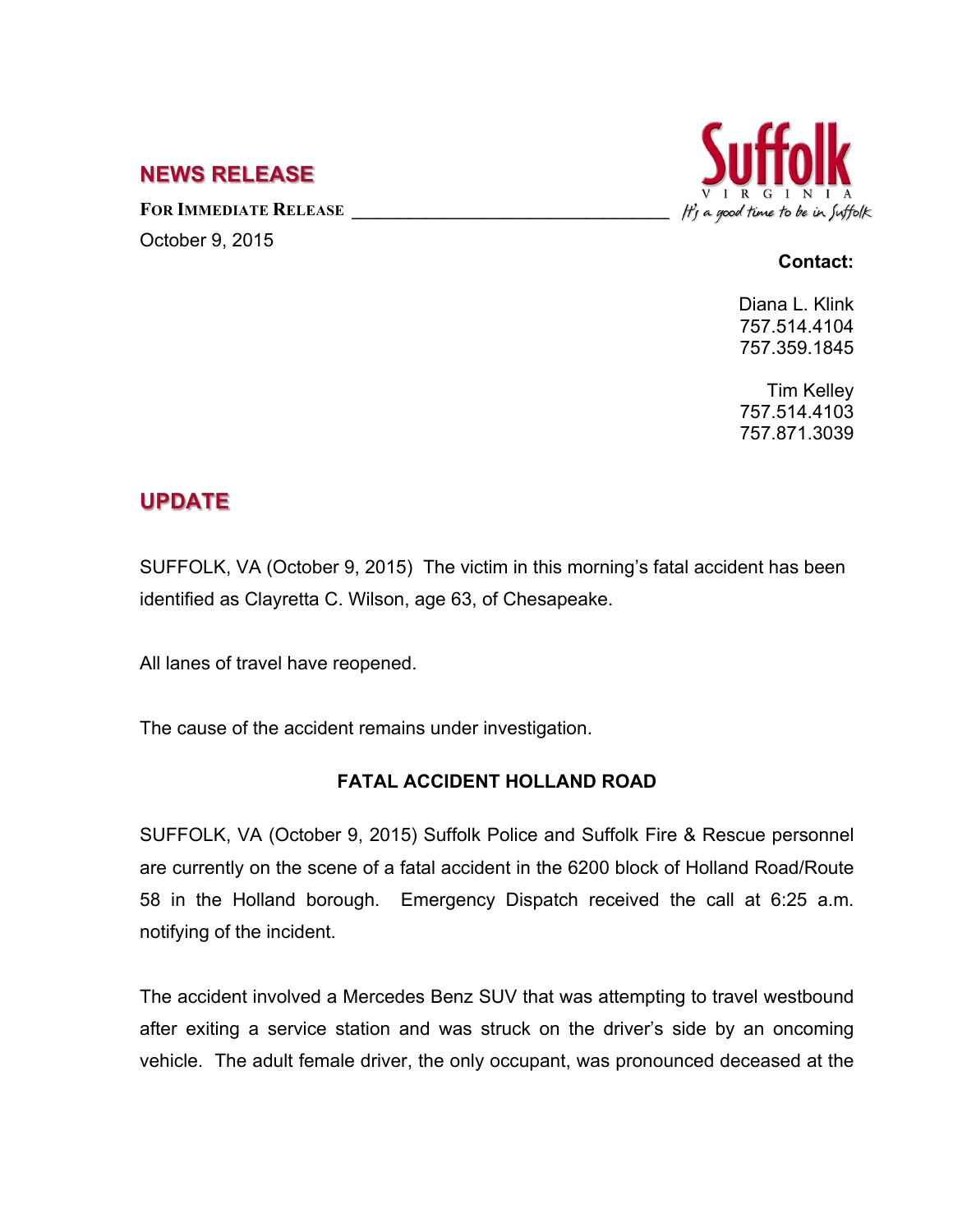## NEWS RELEASE

**FOR IMMEDIATE RELEASE**

October 9, 2015

Suffolk
VIRGINIA
It's a good time to be in Suffolk

**Contact:**

Diana L. Klink
757.514.4104
757.359.1845

Tim Kelley
757.514.4103
757.871.3039

## UPDATE

SUFFOLK, VA (October 9, 2015) The victim in this morning's fatal accident has been identified as Clayretta C. Wilson, age 63, of Chesapeake.

All lanes of travel have reopened.

The cause of the accident remains under investigation.

### FATAL ACCIDENT HOLLAND ROAD

SUFFOLK, VA (October 9, 2015) Suffolk Police and Suffolk Fire & Rescue personnel are currently on the scene of a fatal accident in the 6200 block of Holland Road/Route 58 in the Holland borough. Emergency Dispatch received the call at 6:25 a.m. notifying of the incident.

The accident involved a Mercedes Benz SUV that was attempting to travel westbound after exiting a service station and was struck on the driver's side by an oncoming vehicle. The adult female driver, the only occupant, was pronounced deceased at the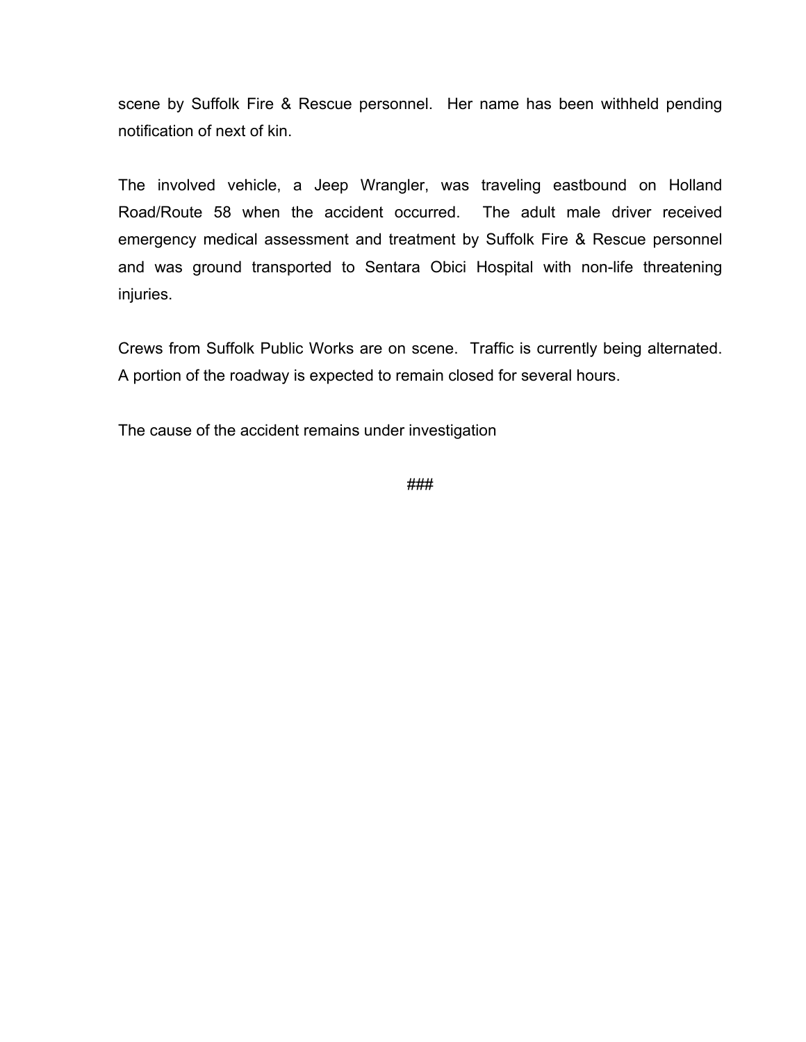scene by Suffolk Fire & Rescue personnel. Her name has been withheld pending notification of next of kin.

The involved vehicle, a Jeep Wrangler, was traveling eastbound on Holland Road/Route 58 when the accident occurred. The adult male driver received emergency medical assessment and treatment by Suffolk Fire & Rescue personnel and was ground transported to Sentara Obici Hospital with non-life threatening injuries.

Crews from Suffolk Public Works are on scene. Traffic is currently being alternated. A portion of the roadway is expected to remain closed for several hours.

The cause of the accident remains under investigation

###